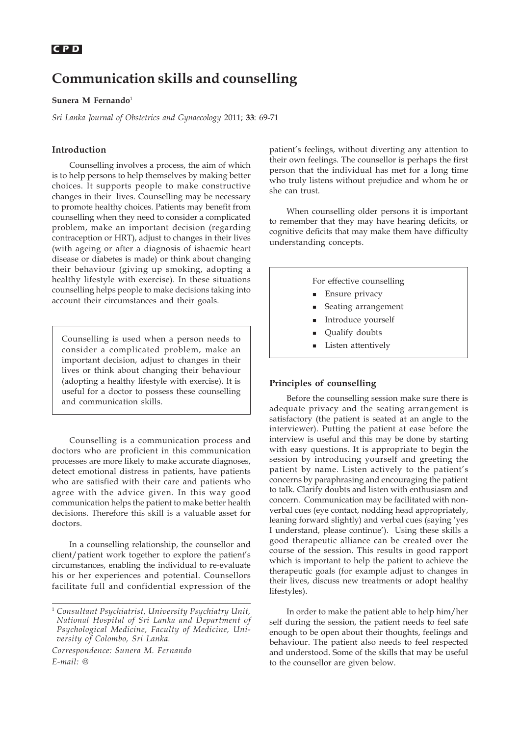**CPD**

# Communication skills and counselling

**Sunera M Fernando**[1]

*Sri Lanka Journal of Obstetrics and Gynaecology* 2011; **33**: 69-71

## Introduction

Counselling involves a process, the aim of which is to help persons to help themselves by making better choices. It supports people to make constructive changes in their lives. Counselling may be necessary to promote healthy choices. Patients may benefit from counselling when they need to consider a complicated problem, make an important decision (regarding contraception or HRT), adjust to changes in their lives (with ageing or after a diagnosis of ishaemic heart disease or diabetes is made) or think about changing their behaviour (giving up smoking, adopting a healthy lifestyle with exercise). In these situations counselling helps people to make decisions taking into account their circumstances and their goals.

> Counselling is used when a person needs to consider a complicated problem, make an important decision, adjust to changes in their lives or think about changing their behaviour (adopting a healthy lifestyle with exercise). It is useful for a doctor to possess these counselling and communication skills.

Counselling is a communication process and doctors who are proficient in this communication processes are more likely to make accurate diagnoses, detect emotional distress in patients, have patients who are satisfied with their care and patients who agree with the advice given. In this way good communication helps the patient to make better health decisions. Therefore this skill is a valuable asset for doctors.

In a counselling relationship, the counsellor and client/patient work together to explore the patient's circumstances, enabling the individual to re-evaluate his or her experiences and potential. Counsellors facilitate full and confidential expression of the patient's feelings, without diverting any attention to their own feelings. The counsellor is perhaps the first person that the individual has met for a long time who truly listens without prejudice and whom he or she can trust.

When counselling older persons it is important to remember that they may have hearing deficits, or cognitive deficits that may make them have difficulty understanding concepts.

> For effective counselling
>
> - Ensure privacy
> - Seating arrangement
> - Introduce yourself
> - Qualify doubts
> - Listen attentively

## Principles of counselling

Before the counselling session make sure there is adequate privacy and the seating arrangement is satisfactory (the patient is seated at an angle to the interviewer). Putting the patient at ease before the interview is useful and this may be done by starting with easy questions. It is appropriate to begin the session by introducing yourself and greeting the patient by name. Listen actively to the patient's concerns by paraphrasing and encouraging the patient to talk. Clarify doubts and listen with enthusiasm and concern. Communication may be facilitated with non-verbal cues (eye contact, nodding head appropriately, leaning forward slightly) and verbal cues (saying 'yes I understand, please continue'). Using these skills a good therapeutic alliance can be created over the course of the session. This results in good rapport which is important to help the patient to achieve the therapeutic goals (for example adjust to changes in their lives, discuss new treatments or adopt healthy lifestyles).

In order to make the patient able to help him/her self during the session, the patient needs to feel safe enough to be open about their thoughts, feelings and behaviour. The patient also needs to feel respected and understood. Some of the skills that may be useful to the counsellor are given below.

---

[1] *Consultant Psychiatrist, University Psychiatry Unit, National Hospital of Sri Lanka and Department of Psychological Medicine, Faculty of Medicine, University of Colombo, Sri Lanka.*

*Correspondence: Sunera M. Fernando*
*E-mail: @*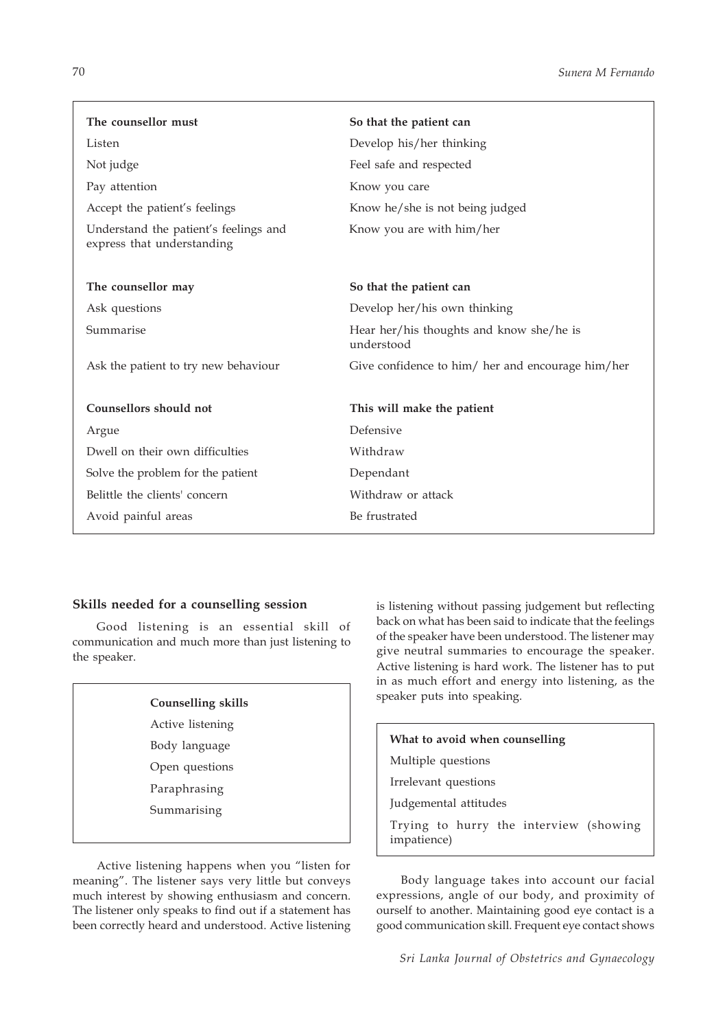| The counsellor must | So that the patient can |
|---|---|
| Listen | Develop his/her thinking |
| Not judge | Feel safe and respected |
| Pay attention | Know you care |
| Accept the patient's feelings | Know he/she is not being judged |
| Understand the patient's feelings and express that understanding | Know you are with him/her |
| **The counsellor may** | **So that the patient can** |
| Ask questions | Develop her/his own thinking |
| Summarise | Hear her/his thoughts and know she/he is understood |
| Ask the patient to try new behaviour | Give confidence to him/ her and encourage him/her |
| **Counsellors should not** | **This will make the patient** |
| Argue | Defensive |
| Dwell on their own difficulties | Withdraw |
| Solve the problem for the patient | Dependant |
| Belittle the clients' concern | Withdraw or attack |
| Avoid painful areas | Be frustrated |

### Skills needed for a counselling session

Good listening is an essential skill of communication and much more than just listening to the speaker.

> **Counselling skills**
>
> Active listening
>
> Body language
>
> Open questions
>
> Paraphrasing
>
> Summarising

Active listening happens when you "listen for meaning". The listener says very little but conveys much interest by showing enthusiasm and concern. The listener only speaks to find out if a statement has been correctly heard and understood. Active listening is listening without passing judgement but reflecting back on what has been said to indicate that the feelings of the speaker have been understood. The listener may give neutral summaries to encourage the speaker. Active listening is hard work. The listener has to put in as much effort and energy into listening, as the speaker puts into speaking.

> **What to avoid when counselling**
>
> Multiple questions
>
> Irrelevant questions
>
> Judgemental attitudes
>
> Trying to hurry the interview (showing impatience)

Body language takes into account our facial expressions, angle of our body, and proximity of ourself to another. Maintaining good eye contact is a good communication skill. Frequent eye contact shows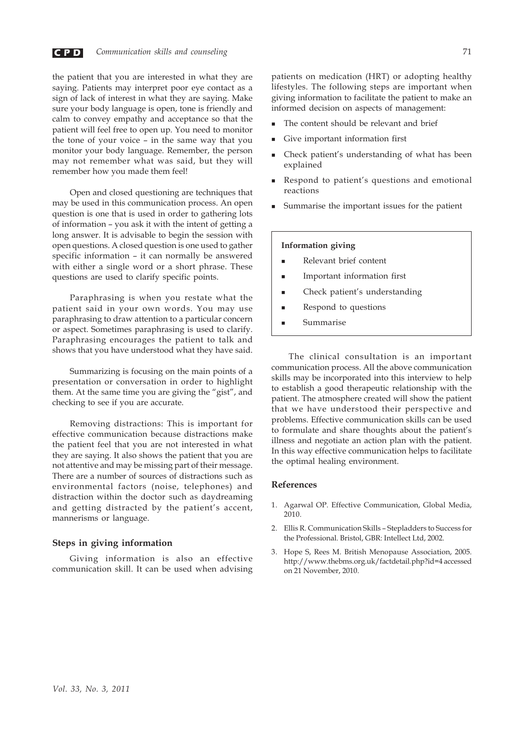the patient that you are interested in what they are saying. Patients may interpret poor eye contact as a sign of lack of interest in what they are saying. Make sure your body language is open, tone is friendly and calm to convey empathy and acceptance so that the patient will feel free to open up. You need to monitor the tone of your voice – in the same way that you monitor your body language. Remember, the person may not remember what was said, but they will remember how you made them feel!

Open and closed questioning are techniques that may be used in this communication process. An open question is one that is used in order to gathering lots of information – you ask it with the intent of getting a long answer. It is advisable to begin the session with open questions. A closed question is one used to gather specific information – it can normally be answered with either a single word or a short phrase. These questions are used to clarify specific points.

Paraphrasing is when you restate what the patient said in your own words. You may use paraphrasing to draw attention to a particular concern or aspect. Sometimes paraphrasing is used to clarify. Paraphrasing encourages the patient to talk and shows that you have understood what they have said.

Summarizing is focusing on the main points of a presentation or conversation in order to highlight them. At the same time you are giving the "gist", and checking to see if you are accurate.

Removing distractions: This is important for effective communication because distractions make the patient feel that you are not interested in what they are saying. It also shows the patient that you are not attentive and may be missing part of their message. There are a number of sources of distractions such as environmental factors (noise, telephones) and distraction within the doctor such as daydreaming and getting distracted by the patient's accent, mannerisms or language.

### Steps in giving information

Giving information is also an effective communication skill. It can be used when advising patients on medication (HRT) or adopting healthy lifestyles. The following steps are important when giving information to facilitate the patient to make an informed decision on aspects of management:

- The content should be relevant and brief
- Give important information first
- Check patient's understanding of what has been explained
- Respond to patient's questions and emotional reactions
- Summarise the important issues for the patient

**Information giving**

- Relevant brief content
- Important information first
- Check patient's understanding
- Respond to questions
- Summarise

The clinical consultation is an important communication process. All the above communication skills may be incorporated into this interview to help to establish a good therapeutic relationship with the patient. The atmosphere created will show the patient that we have understood their perspective and problems. Effective communication skills can be used to formulate and share thoughts about the patient's illness and negotiate an action plan with the patient. In this way effective communication helps to facilitate the optimal healing environment.

### References

1. Agarwal OP. Effective Communication, Global Media, 2010.
2. Ellis R. Communication Skills – Stepladders to Success for the Professional. Bristol, GBR: Intellect Ltd, 2002.
3. Hope S, Rees M. British Menopause Association, 2005. http://www.thebms.org.uk/factdetail.php?id=4 accessed on 21 November, 2010.